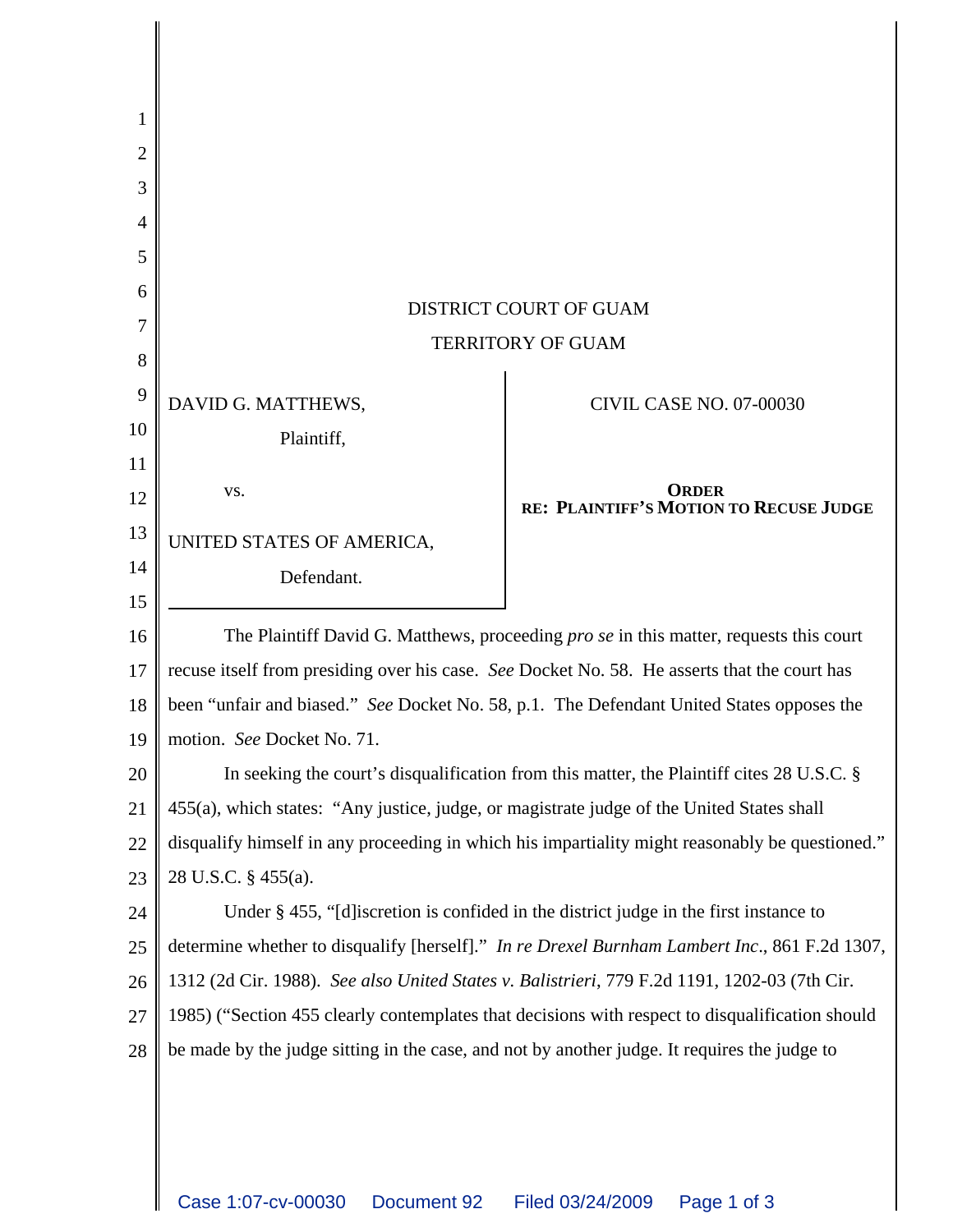DISTRICT COURT OF GUAM

TERRITORY OF GUAM

| | |
|---|---|
| DAVID G. MATTHEWS,<br>Plaintiff,<br><br>vs.<br><br>UNITED STATES OF AMERICA,<br>Defendant. | CIVIL CASE NO. 07-00030<br><br>**ORDER**<br>**RE: PLAINTIFF'S MOTION TO RECUSE JUDGE** |

The Plaintiff David G. Matthews, proceeding *pro se* in this matter, requests this court recuse itself from presiding over his case. *See* Docket No. 58. He asserts that the court has been "unfair and biased." *See* Docket No. 58, p.1. The Defendant United States opposes the motion. *See* Docket No. 71.

In seeking the court's disqualification from this matter, the Plaintiff cites 28 U.S.C. § 455(a), which states: "Any justice, judge, or magistrate judge of the United States shall disqualify himself in any proceeding in which his impartiality might reasonably be questioned." 28 U.S.C. § 455(a).

Under § 455, "[d]iscretion is confided in the district judge in the first instance to determine whether to disqualify [herself]." *In re Drexel Burnham Lambert Inc*., 861 F.2d 1307, 1312 (2d Cir. 1988). *See also United States v. Balistrieri*, 779 F.2d 1191, 1202-03 (7th Cir. 1985) ("Section 455 clearly contemplates that decisions with respect to disqualification should be made by the judge sitting in the case, and not by another judge. It requires the judge to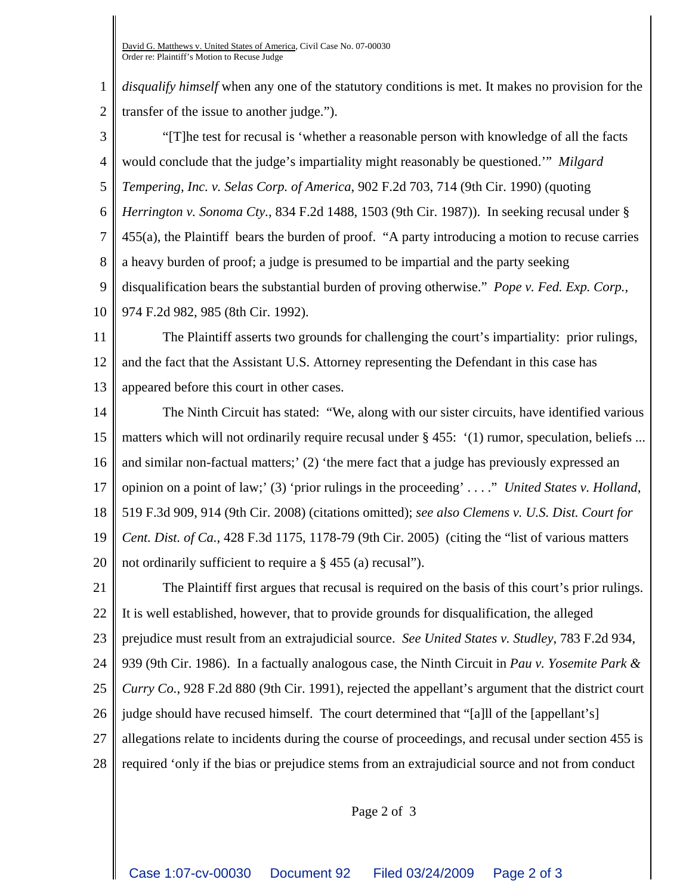*disqualify himself* when any one of the statutory conditions is met. It makes no provision for the transfer of the issue to another judge.").

"[T]he test for recusal is 'whether a reasonable person with knowledge of all the facts would conclude that the judge's impartiality might reasonably be questioned.'" *Milgard Tempering, Inc. v. Selas Corp. of America*, 902 F.2d 703, 714 (9th Cir. 1990) (quoting *Herrington v. Sonoma Cty.*, 834 F.2d 1488, 1503 (9th Cir. 1987)). In seeking recusal under § 455(a), the Plaintiff bears the burden of proof. "A party introducing a motion to recuse carries a heavy burden of proof; a judge is presumed to be impartial and the party seeking disqualification bears the substantial burden of proving otherwise." *Pope v. Fed. Exp. Corp.*, 974 F.2d 982, 985 (8th Cir. 1992).

The Plaintiff asserts two grounds for challenging the court's impartiality: prior rulings, and the fact that the Assistant U.S. Attorney representing the Defendant in this case has appeared before this court in other cases.

The Ninth Circuit has stated: "We, along with our sister circuits, have identified various matters which will not ordinarily require recusal under § 455: '(1) rumor, speculation, beliefs ... and similar non-factual matters;' (2) 'the mere fact that a judge has previously expressed an opinion on a point of law;' (3) 'prior rulings in the proceeding' . . . ." *United States v. Holland*, 519 F.3d 909, 914 (9th Cir. 2008) (citations omitted); *see also Clemens v. U.S. Dist. Court for Cent. Dist. of Ca.*, 428 F.3d 1175, 1178-79 (9th Cir. 2005) (citing the "list of various matters not ordinarily sufficient to require a § 455 (a) recusal").

The Plaintiff first argues that recusal is required on the basis of this court's prior rulings. It is well established, however, that to provide grounds for disqualification, the alleged prejudice must result from an extrajudicial source. *See United States v. Studley*, 783 F.2d 934, 939 (9th Cir. 1986). In a factually analogous case, the Ninth Circuit in *Pau v. Yosemite Park & Curry Co.*, 928 F.2d 880 (9th Cir. 1991), rejected the appellant's argument that the district court judge should have recused himself. The court determined that "[a]ll of the [appellant's] allegations relate to incidents during the course of proceedings, and recusal under section 455 is required 'only if the bias or prejudice stems from an extrajudicial source and not from conduct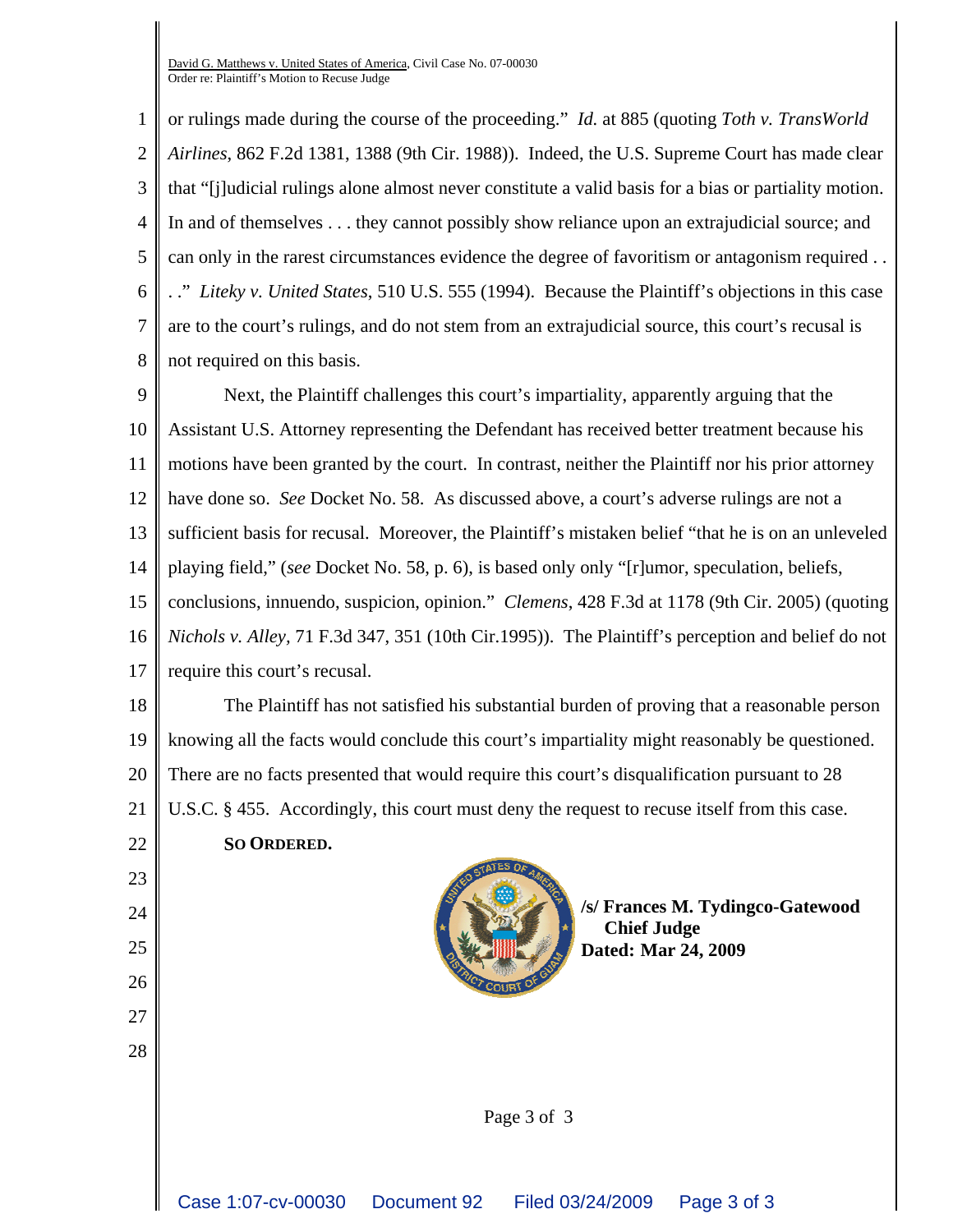or rulings made during the course of the proceeding." *Id.* at 885 (quoting *Toth v. TransWorld Airlines*, 862 F.2d 1381, 1388 (9th Cir. 1988)). Indeed, the U.S. Supreme Court has made clear that "[j]udicial rulings alone almost never constitute a valid basis for a bias or partiality motion. In and of themselves . . . they cannot possibly show reliance upon an extrajudicial source; and can only in the rarest circumstances evidence the degree of favoritism or antagonism required . . . ." *Liteky v. United States*, 510 U.S. 555 (1994). Because the Plaintiff's objections in this case are to the court's rulings, and do not stem from an extrajudicial source, this court's recusal is not required on this basis.

Next, the Plaintiff challenges this court's impartiality, apparently arguing that the Assistant U.S. Attorney representing the Defendant has received better treatment because his motions have been granted by the court. In contrast, neither the Plaintiff nor his prior attorney have done so. *See* Docket No. 58. As discussed above, a court's adverse rulings are not a sufficient basis for recusal. Moreover, the Plaintiff's mistaken belief "that he is on an unleveled playing field," (*see* Docket No. 58, p. 6), is based only only "[r]umor, speculation, beliefs, conclusions, innuendo, suspicion, opinion." *Clemens*, 428 F.3d at 1178 (9th Cir. 2005) (quoting *Nichols v. Alley*, 71 F.3d 347, 351 (10th Cir.1995)). The Plaintiff's perception and belief do not require this court's recusal.

The Plaintiff has not satisfied his substantial burden of proving that a reasonable person knowing all the facts would conclude this court's impartiality might reasonably be questioned. There are no facts presented that would require this court's disqualification pursuant to 28 U.S.C. § 455. Accordingly, this court must deny the request to recuse itself from this case.

**SO ORDERED.**

**/s/ Frances M. Tydingco-Gatewood**
**Chief Judge**
**Dated: Mar 24, 2009**